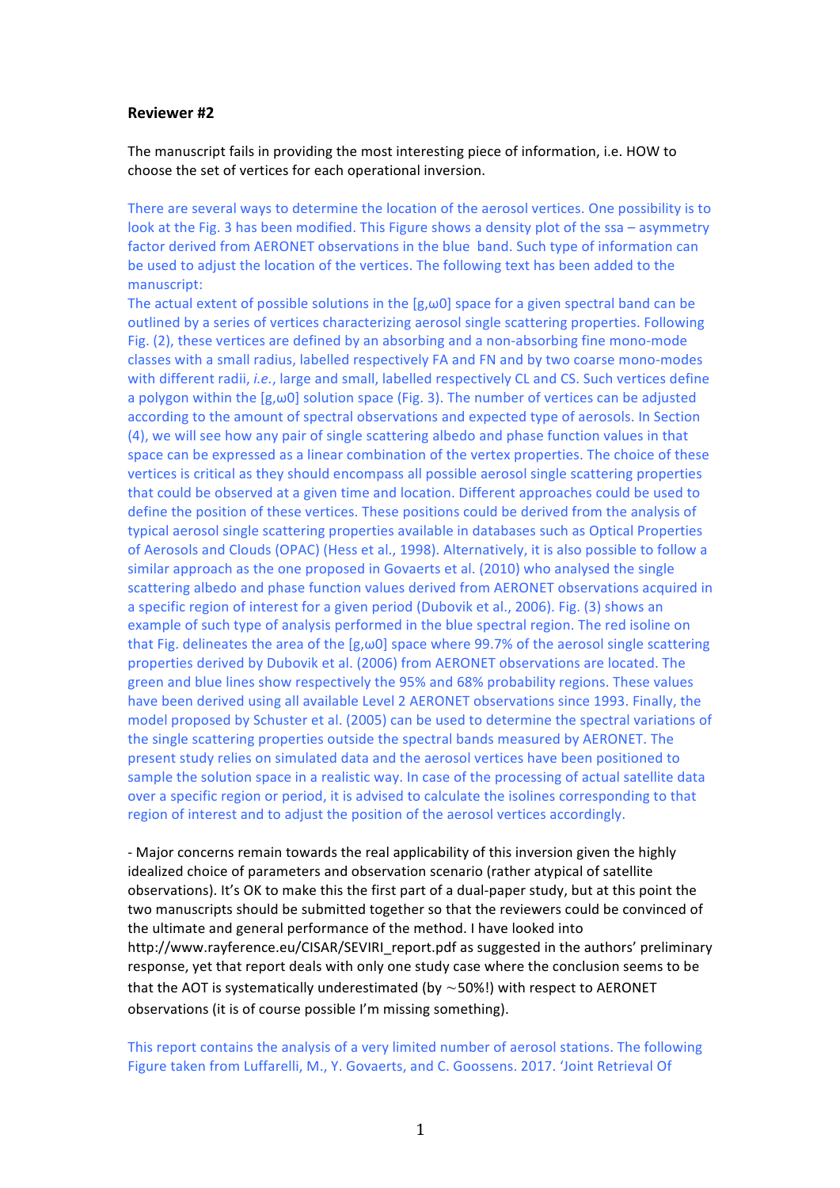**Reviewer #2**

The manuscript fails in providing the most interesting piece of information, i.e. HOW to choose the set of vertices for each operational inversion.

There are several ways to determine the location of the aerosol vertices. One possibility is to look at the Fig. 3 has been modified. This Figure shows a density plot of the ssa – asymmetry factor derived from AERONET observations in the blue band. Such type of information can be used to adjust the location of the vertices. The following text has been added to the manuscript:

The actual extent of possible solutions in the [g,ω0] space for a given spectral band can be outlined by a series of vertices characterizing aerosol single scattering properties. Following Fig. (2), these vertices are defined by an absorbing and a non-absorbing fine mono-mode classes with a small radius, labelled respectively FA and FN and by two coarse mono-modes with different radii, *i.e.*, large and small, labelled respectively CL and CS. Such vertices define a polygon within the [g,ω0] solution space (Fig. 3). The number of vertices can be adjusted according to the amount of spectral observations and expected type of aerosols. In Section (4), we will see how any pair of single scattering albedo and phase function values in that space can be expressed as a linear combination of the vertex properties. The choice of these vertices is critical as they should encompass all possible aerosol single scattering properties that could be observed at a given time and location. Different approaches could be used to define the position of these vertices. These positions could be derived from the analysis of typical aerosol single scattering properties available in databases such as Optical Properties of Aerosols and Clouds (OPAC) (Hess et al., 1998). Alternatively, it is also possible to follow a similar approach as the one proposed in Govaerts et al. (2010) who analysed the single scattering albedo and phase function values derived from AERONET observations acquired in a specific region of interest for a given period (Dubovik et al., 2006). Fig. (3) shows an example of such type of analysis performed in the blue spectral region. The red isoline on that Fig. delineates the area of the [g,ω0] space where 99.7% of the aerosol single scattering properties derived by Dubovik et al. (2006) from AERONET observations are located. The green and blue lines show respectively the 95% and 68% probability regions. These values have been derived using all available Level 2 AERONET observations since 1993. Finally, the model proposed by Schuster et al. (2005) can be used to determine the spectral variations of the single scattering properties outside the spectral bands measured by AERONET. The present study relies on simulated data and the aerosol vertices have been positioned to sample the solution space in a realistic way. In case of the processing of actual satellite data over a specific region or period, it is advised to calculate the isolines corresponding to that region of interest and to adjust the position of the aerosol vertices accordingly.

- Major concerns remain towards the real applicability of this inversion given the highly idealized choice of parameters and observation scenario (rather atypical of satellite observations). It's OK to make this the first part of a dual-paper study, but at this point the two manuscripts should be submitted together so that the reviewers could be convinced of the ultimate and general performance of the method. I have looked into http://www.rayference.eu/CISAR/SEVIRI_report.pdf as suggested in the authors' preliminary response, yet that report deals with only one study case where the conclusion seems to be that the AOT is systematically underestimated (by ∼50%!) with respect to AERONET observations (it is of course possible I'm missing something).

This report contains the analysis of a very limited number of aerosol stations. The following Figure taken from Luffarelli, M., Y. Govaerts, and C. Goossens. 2017. 'Joint Retrieval Of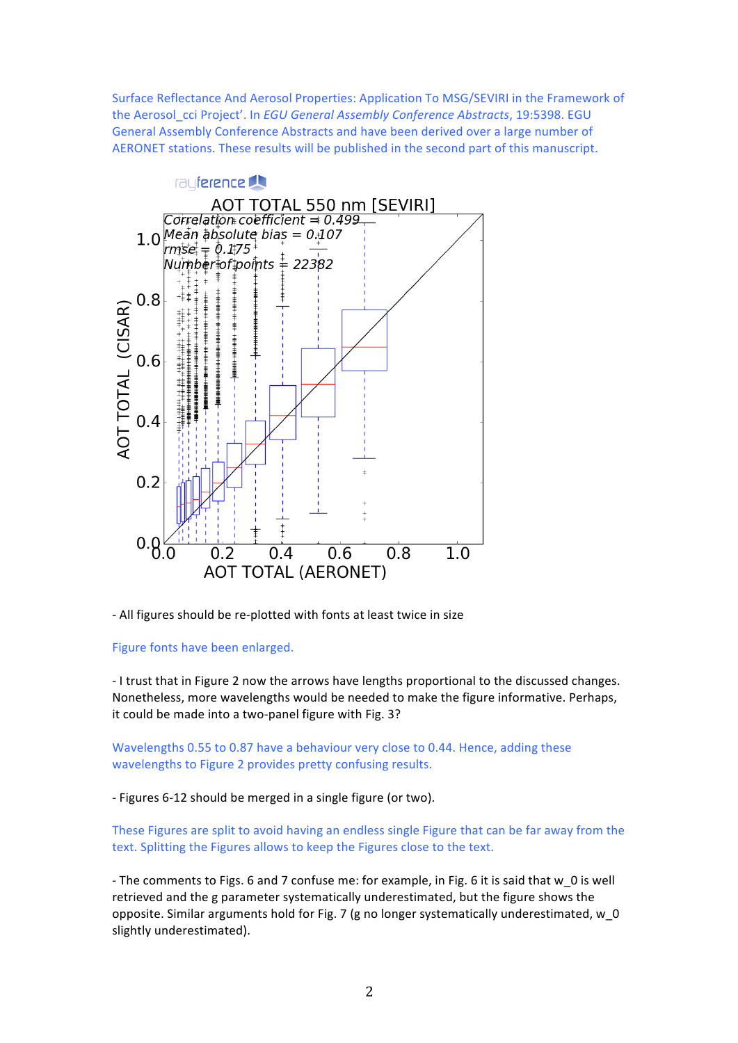Surface Reflectance And Aerosol Properties: Application To MSG/SEVIRI in the Framework of the Aerosol_cci Project'. In *EGU General Assembly Conference Abstracts*, 19:5398. EGU General Assembly Conference Abstracts and have been derived over a large number of AERONET stations. These results will be published in the second part of this manuscript.

- All figures should be re-plotted with fonts at least twice in size

Figure fonts have been enlarged.

- I trust that in Figure 2 now the arrows have lengths proportional to the discussed changes. Nonetheless, more wavelengths would be needed to make the figure informative. Perhaps, it could be made into a two-panel figure with Fig. 3?

Wavelengths 0.55 to 0.87 have a behaviour very close to 0.44. Hence, adding these wavelengths to Figure 2 provides pretty confusing results.

- Figures 6-12 should be merged in a single figure (or two).

These Figures are split to avoid having an endless single Figure that can be far away from the text. Splitting the Figures allows to keep the Figures close to the text.

- The comments to Figs. 6 and 7 confuse me: for example, in Fig. 6 it is said that $w_0$ is well retrieved and the g parameter systematically underestimated, but the figure shows the opposite. Similar arguments hold for Fig. 7 (g no longer systematically underestimated, $w_0$ slightly underestimated).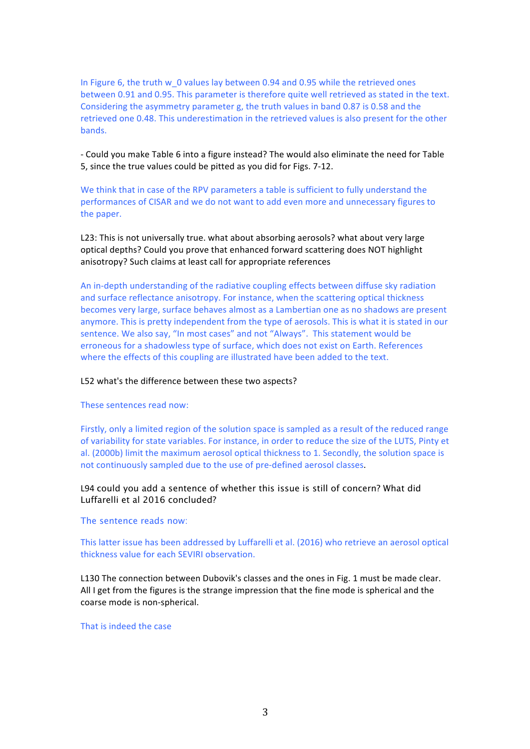In Figure 6, the truth $w_0$ values lay between 0.94 and 0.95 while the retrieved ones between 0.91 and 0.95. This parameter is therefore quite well retrieved as stated in the text. Considering the asymmetry parameter g, the truth values in band 0.87 is 0.58 and the retrieved one 0.48. This underestimation in the retrieved values is also present for the other bands.

- Could you make Table 6 into a figure instead? The would also eliminate the need for Table 5, since the true values could be pitted as you did for Figs. 7-12.

We think that in case of the RPV parameters a table is sufficient to fully understand the performances of CISAR and we do not want to add even more and unnecessary figures to the paper.

L23: This is not universally true. what about absorbing aerosols? what about very large optical depths? Could you prove that enhanced forward scattering does NOT highlight anisotropy? Such claims at least call for appropriate references

An in-depth understanding of the radiative coupling effects between diffuse sky radiation and surface reflectance anisotropy. For instance, when the scattering optical thickness becomes very large, surface behaves almost as a Lambertian one as no shadows are present anymore. This is pretty independent from the type of aerosols. This is what it is stated in our sentence. We also say, "In most cases" and not "Always". This statement would be erroneous for a shadowless type of surface, which does not exist on Earth. References where the effects of this coupling are illustrated have been added to the text.

L52 what's the difference between these two aspects?

These sentences read now:

Firstly, only a limited region of the solution space is sampled as a result of the reduced range of variability for state variables. For instance, in order to reduce the size of the LUTS, Pinty et al. (2000b) limit the maximum aerosol optical thickness to 1. Secondly, the solution space is not continuously sampled due to the use of pre-defined aerosol classes.

L94 could you add a sentence of whether this issue is still of concern? What did Luffarelli et al 2016 concluded?

The sentence reads now:

This latter issue has been addressed by Luffarelli et al. (2016) who retrieve an aerosol optical thickness value for each SEVIRI observation.

L130 The connection between Dubovik's classes and the ones in Fig. 1 must be made clear. All I get from the figures is the strange impression that the fine mode is spherical and the coarse mode is non-spherical.

That is indeed the case